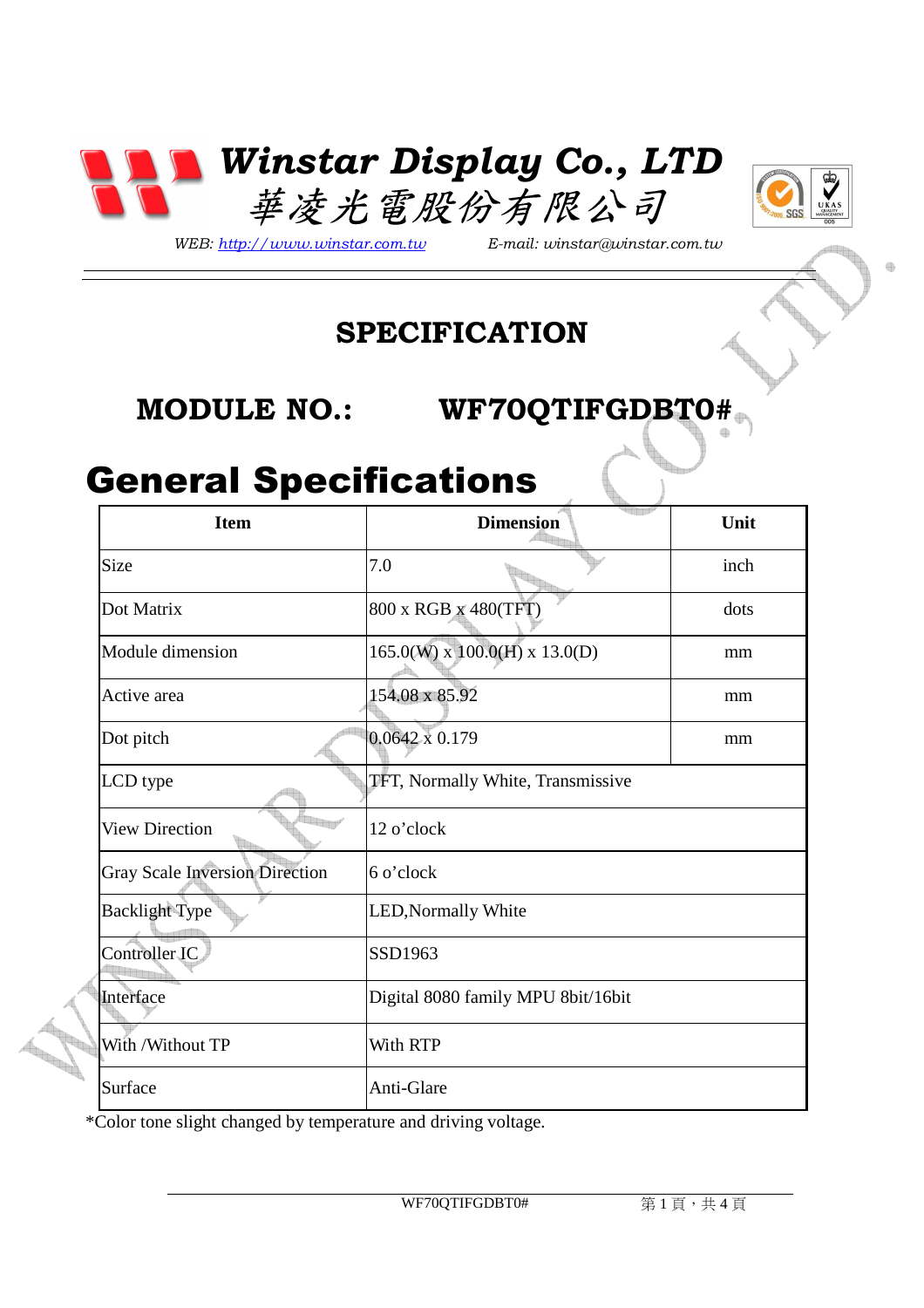# Winstar Display Co., LTD
# 華凌光電股份有限公司

*WEB: http://www.winstar.com.tw* *E-mail: winstar@winstar.com.tw*

## SPECIFICATION

## MODULE NO.: WF70QTIFGDBT0#

# General Specifications

| Item | Dimension | Unit |
|---|---|---|
| Size | 7.0 | inch |
| Dot Matrix | 800 x RGB x 480(TFT) | dots |
| Module dimension | 165.0(W) x 100.0(H) x 13.0(D) | mm |
| Active area | 154.08 x 85.92 | mm |
| Dot pitch | 0.0642 x 0.179 | mm |
| LCD type | TFT, Normally White, Transmissive | |
| View Direction | 12 o'clock | |
| Gray Scale Inversion Direction | 6 o'clock | |
| Backlight Type | LED,Normally White | |
| Controller IC | SSD1963 | |
| Interface | Digital 8080 family MPU 8bit/16bit | |
| With /Without TP | With RTP | |
| Surface | Anti-Glare | |

*Color tone slight changed by temperature and driving voltage.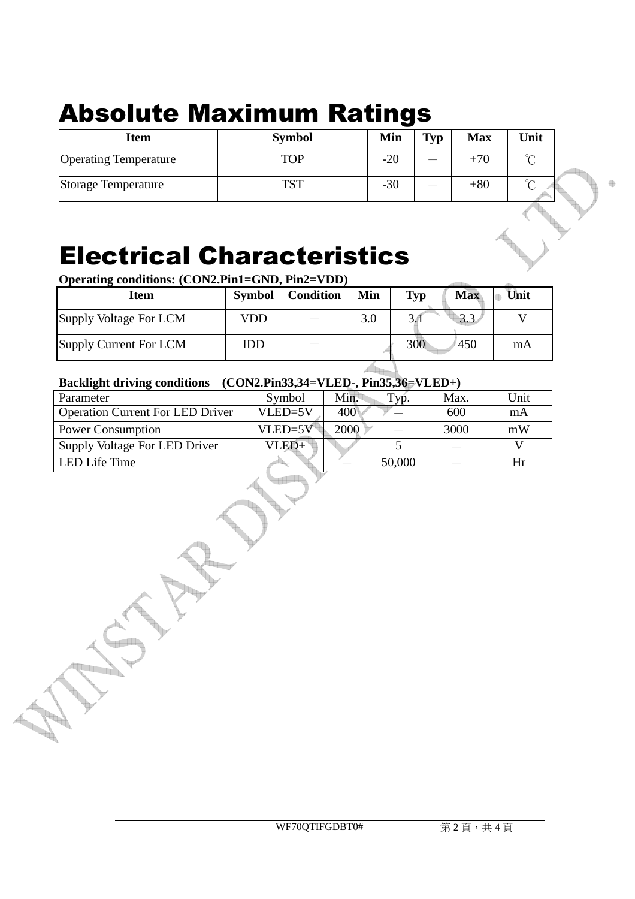# Absolute Maximum Ratings

| Item | Symbol | Min | Typ | Max | Unit |
|---|---|---|---|---|---|
| Operating Temperature | TOP | -20 | — | +70 | ℃ |
| Storage Temperature | TST | -30 | — | +80 | ℃ |

# Electrical Characteristics

**Operating conditions: (CON2.Pin1=GND, Pin2=VDD)**

| Item | Symbol | Condition | Min | Typ | Max | Unit |
|---|---|---|---|---|---|---|
| Supply Voltage For LCM | VDD | — | 3.0 | 3.1 | 3.3 | V |
| Supply Current For LCM | IDD | — | — | 300 | 450 | mA |

**Backlight driving conditions (CON2.Pin33,34=VLED-, Pin35,36=VLED+)**

| Parameter | Symbol | Min. | Typ. | Max. | Unit |
|---|---|---|---|---|---|
| Operation Current For LED Driver | VLED=5V | 400 | — | 600 | mA |
| Power Consumption | VLED=5V | 2000 | — | 3000 | mW |
| Supply Voltage For LED Driver | VLED+ | — | 5 | — | V |
| LED Life Time | — | — | 50,000 | — | Hr |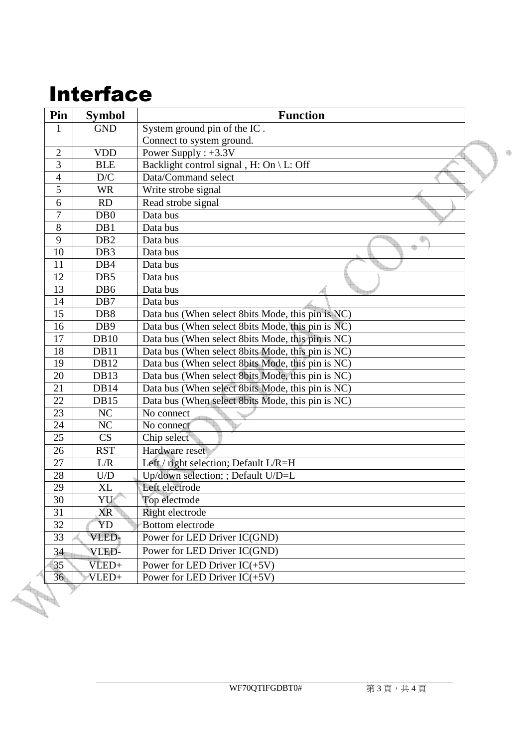# Interface

| Pin | Symbol | Function |
|---|---|---|
| 1 | GND | System ground pin of the IC . Connect to system ground. |
| 2 | VDD | Power Supply : +3.3V |
| 3 | BLE | Backlight control signal , H: On \ L: Off |
| 4 | D/C | Data/Command select |
| 5 | WR | Write strobe signal |
| 6 | RD | Read strobe signal |
| 7 | DB0 | Data bus |
| 8 | DB1 | Data bus |
| 9 | DB2 | Data bus |
| 10 | DB3 | Data bus |
| 11 | DB4 | Data bus |
| 12 | DB5 | Data bus |
| 13 | DB6 | Data bus |
| 14 | DB7 | Data bus |
| 15 | DB8 | Data bus (When select 8bits Mode, this pin is NC) |
| 16 | DB9 | Data bus (When select 8bits Mode, this pin is NC) |
| 17 | DB10 | Data bus (When select 8bits Mode, this pin is NC) |
| 18 | DB11 | Data bus (When select 8bits Mode, this pin is NC) |
| 19 | DB12 | Data bus (When select 8bits Mode, this pin is NC) |
| 20 | DB13 | Data bus (When select 8bits Mode, this pin is NC) |
| 21 | DB14 | Data bus (When select 8bits Mode, this pin is NC) |
| 22 | DB15 | Data bus (When select 8bits Mode, this pin is NC) |
| 23 | NC | No connect |
| 24 | NC | No connect |
| 25 | CS | Chip select |
| 26 | RST | Hardware reset |
| 27 | L/R | Left / right selection; Default L/R=H |
| 28 | U/D | Up/down selection; ; Default U/D=L |
| 29 | XL | Left electrode |
| 30 | YU | Top electrode |
| 31 | XR | Right electrode |
| 32 | YD | Bottom electrode |
| 33 | VLED- | Power for LED Driver IC(GND) |
| 34 | VLED- | Power for LED Driver IC(GND) |
| 35 | VLED+ | Power for LED Driver IC(+5V) |
| 36 | VLED+ | Power for LED Driver IC(+5V) |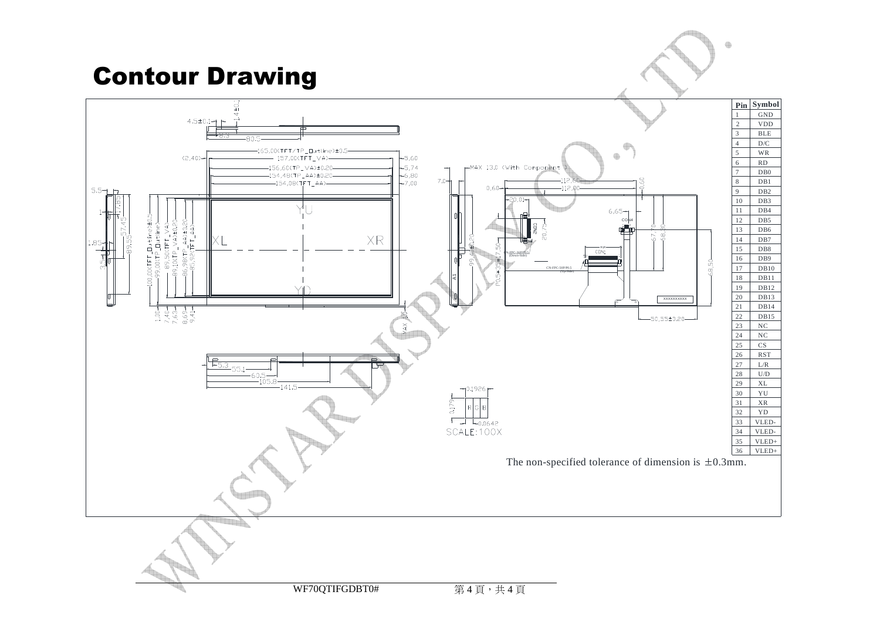# Contour Drawing

| Pin | Symbol |
|---|---|
| 1 | GND |
| 2 | VDD |
| 3 | BLE |
| 4 | D/C |
| 5 | WR |
| 6 | RD |
| 7 | DB0 |
| 8 | DB1 |
| 9 | DB2 |
| 10 | DB3 |
| 11 | DB4 |
| 12 | DB5 |
| 13 | DB6 |
| 14 | DB7 |
| 15 | DB8 |
| 16 | DB9 |
| 17 | DB10 |
| 18 | DB11 |
| 19 | DB12 |
| 20 | DB13 |
| 21 | DB14 |
| 22 | DB15 |
| 23 | NC |
| 24 | NC |
| 25 | CS |
| 26 | RST |
| 27 | L/R |
| 28 | U/D |
| 29 | XL |
| 30 | YU |
| 31 | XR |
| 32 | YD |
| 33 | VLED- |
| 34 | VLED- |
| 35 | VLED+ |
| 36 | VLED+ |

The non-specified tolerance of dimension is ±0.3mm.